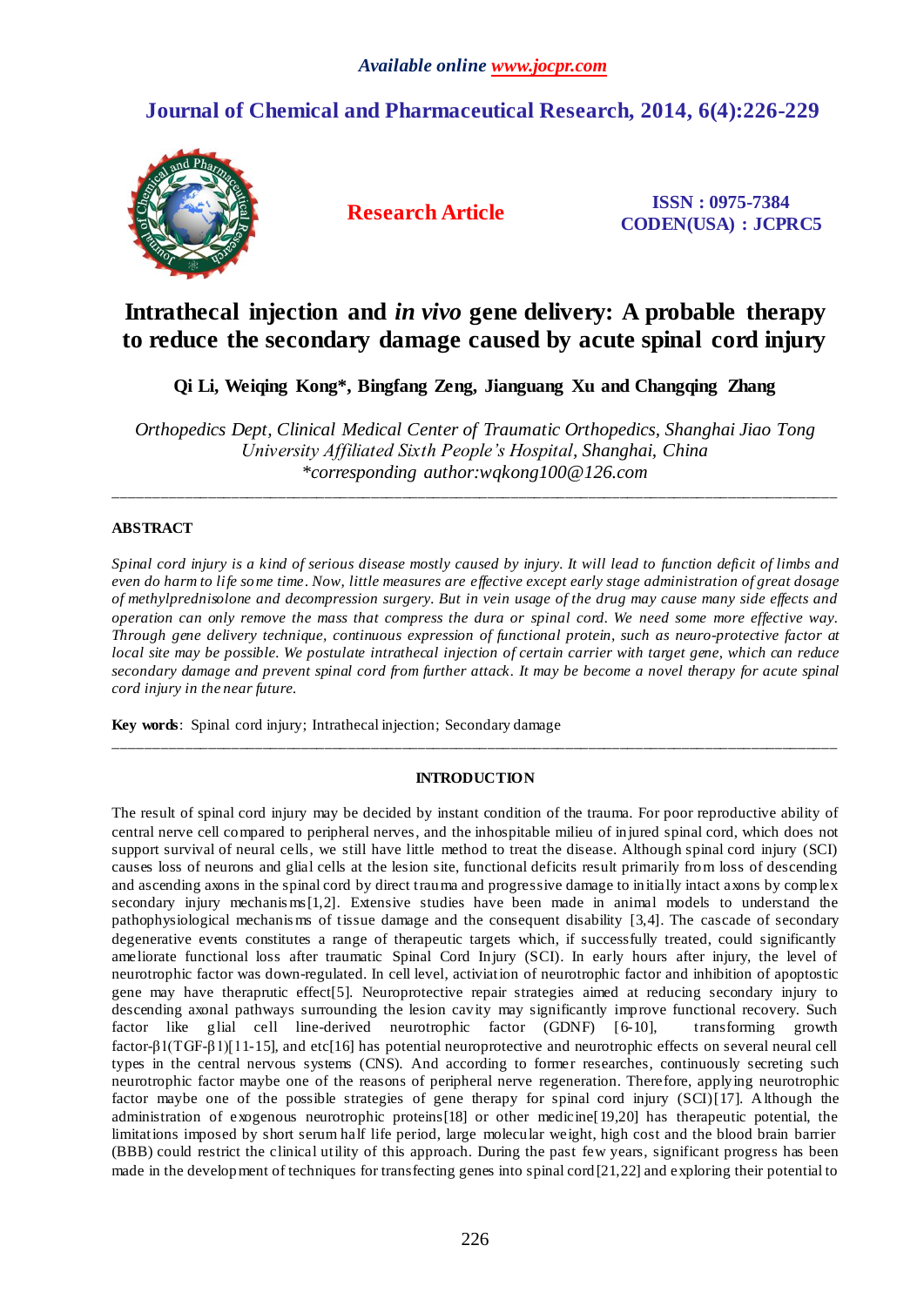*Available online www.jocpr.com*

**Journal of Chemical and Pharmaceutical Research, 2014, 6(4):226-229**

**Research Article**

**ISSN : 0975-7384**
**CODEN(USA) : JCPRC5**

# Intrathecal injection and *in vivo* gene delivery: A probable therapy to reduce the secondary damage caused by acute spinal cord injury

**Qi Li, Weiqing Kong\*, Bingfang Zeng, Jiangguang Xu and Changqing Zhang**

*Orthopedics Dept, Clinical Medical Center of Traumatic Orthopedics, Shanghai Jiao Tong University Affiliated Sixth People's Hospital, Shanghai, China*
*\*corresponding author:wqkong100@126.com*

---

## ABSTRACT

*Spinal cord injury is a kind of serious disease mostly caused by injury. It will lead to function deficit of limbs and even do harm to life some time. Now, little measures are effective except early stage administration of great dosage of methylprednisolone and decompression surgery. But in vein usage of the drug may cause many side effects and operation can only remove the mass that compress the dura or spinal cord. We need some more effective way. Through gene delivery technique, continuous expression of functional protein, such as neuro-protective factor at local site may be possible. We postulate intrathecal injection of certain carrier with target gene, which can reduce secondary damage and prevent spinal cord from further attack. It may be become a novel therapy for acute spinal cord injury in the near future.*

**Key words**: Spinal cord injury; Intrathecal injection; Secondary damage

---

## INTRODUCTION

The result of spinal cord injury may be decided by instant condition of the trauma. For poor reproductive ability of central nerve cell compared to peripheral nerves, and the inhospitable milieu of injured spinal cord, which does not support survival of neural cells, we still have little method to treat the disease. Although spinal cord injury (SCI) causes loss of neurons and glial cells at the lesion site, functional deficits result primarily from loss of descending and ascending axons in the spinal cord by direct trauma and progressive damage to initially intact axons by complex secondary injury mechanisms[1,2]. Extensive studies have been made in animal models to understand the pathophysiological mechanisms of tissue damage and the consequent disability [3,4]. The cascade of secondary degenerative events constitutes a range of therapeutic targets which, if successfully treated, could significantly ameliorate functional loss after traumatic Spinal Cord Injury (SCI). In early hours after injury, the level of neurotrophic factor was down-regulated. In cell level, activiation of neurotrophic factor and inhibition of apoptostic gene may have theraprutic effect[5]. Neuroprotective repair strategies aimed at reducing secondary injury to descending axonal pathways surrounding the lesion cavity may significantly improve functional recovery. Such factor like glial cell line-derived neurotrophic factor (GDNF) [6-10], transforming growth factor-β1(TGF-β1)[11-15], and etc[16] has potential neuroprotective and neurotrophic effects on several neural cell types in the central nervous systems (CNS). And according to former researches, continuously secreting such neurotrophic factor maybe one of the reasons of peripheral nerve regeneration. Therefore, applying neurotrophic factor maybe one of the possible strategies of gene therapy for spinal cord injury (SCI)[17]. Although the administration of exogenous neurotrophic proteins[18] or other medicine[19,20] has therapeutic potential, the limitations imposed by short serum half life period, large molecular weight, high cost and the blood brain barrier (BBB) could restrict the clinical utility of this approach. During the past few years, significant progress has been made in the development of techniques for transfecting genes into spinal cord[21,22] and exploring their potential to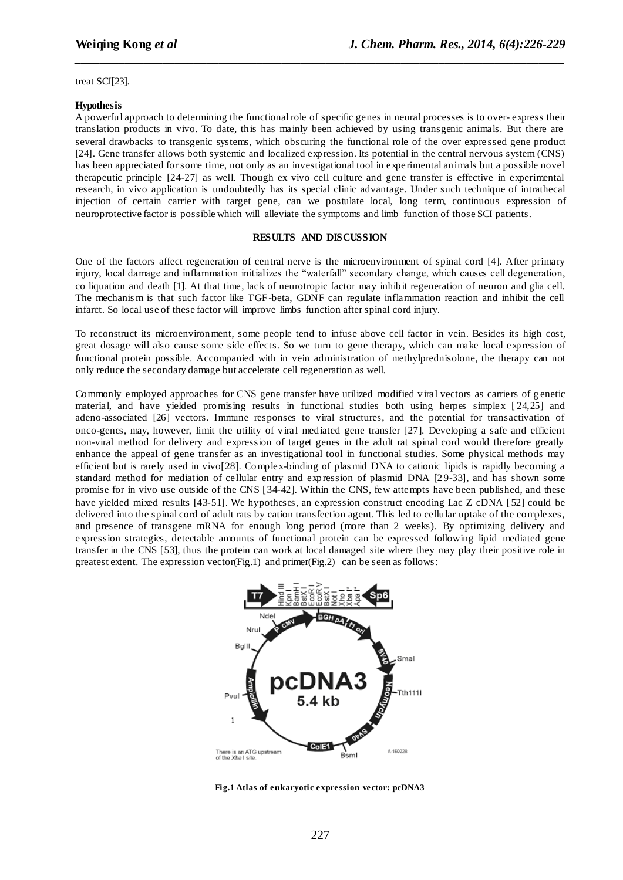treat SCI[23].

**Hypothesis**

A powerful approach to determining the functional role of specific genes in neural processes is to over- express their translation products in vivo. To date, this has mainly been achieved by using transgenic animals. But there are several drawbacks to transgenic systems, which obscuring the functional role of the over expressed gene product [24]. Gene transfer allows both systemic and localized expression. Its potential in the central nervous system (CNS) has been appreciated for some time, not only as an investigational tool in experimental animals but a possible novel therapeutic principle [24-27] as well. Though ex vivo cell culture and gene transfer is effective in experimental research, in vivo application is undoubtedly has its special clinic advantage. Under such technique of intrathecal injection of certain carrier with target gene, can we postulate local, long term, continuous expression of neuroprotective factor is possible which will alleviate the symptoms and limb function of those SCI patients.

## RESULTS AND DISCUSSION

One of the factors affect regeneration of central nerve is the microenvironment of spinal cord [4]. After primary injury, local damage and inflammation initializes the "waterfall" secondary change, which causes cell degeneration, co liquation and death [1]. At that time, lack of neurotropic factor may inhibit regeneration of neuron and glia cell. The mechanism is that such factor like TGF-beta, GDNF can regulate inflammation reaction and inhibit the cell infarct. So local use of these factor will improve limbs function after spinal cord injury.

To reconstruct its microenvironment, some people tend to infuse above cell factor in vein. Besides its high cost, great dosage will also cause some side effects. So we turn to gene therapy, which can make local expression of functional protein possible. Accompanied with in vein administration of methylprednisolone, the therapy can not only reduce the secondary damage but accelerate cell regeneration as well.

Commonly employed approaches for CNS gene transfer have utilized modified viral vectors as carriers of genetic material, and have yielded promising results in functional studies both using herpes simplex [24,25] and adeno-associated [26] vectors. Immune responses to viral structures, and the potential for transactivation of onco-genes, may, however, limit the utility of viral mediated gene transfer [27]. Developing a safe and efficient non-viral method for delivery and expression of target genes in the adult rat spinal cord would therefore greatly enhance the appeal of gene transfer as an investigational tool in functional studies. Some physical methods may efficient but is rarely used in vivo[28]. Complex-binding of plasmid DNA to cationic lipids is rapidly becoming a standard method for mediation of cellular entry and expression of plasmid DNA [29-33], and has shown some promise for in vivo use outside of the CNS [34-42]. Within the CNS, few attempts have been published, and these have yielded mixed results [43-51]. We hypotheses, an expression construct encoding Lac Z cDNA [52] could be delivered into the spinal cord of adult rats by cation transfection agent. This led to cellular uptake of the complexes, and presence of transgene mRNA for enough long period (more than 2 weeks). By optimizing delivery and expression strategies, detectable amounts of functional protein can be expressed following lipid mediated gene transfer in the CNS [53], thus the protein can work at local damaged site where they may play their positive role in greatest extent. The expression vector(Fig.1) and primer(Fig.2) can be seen as follows:

**Fig.1 Atlas of eukaryotic expression vector: pcDNA3**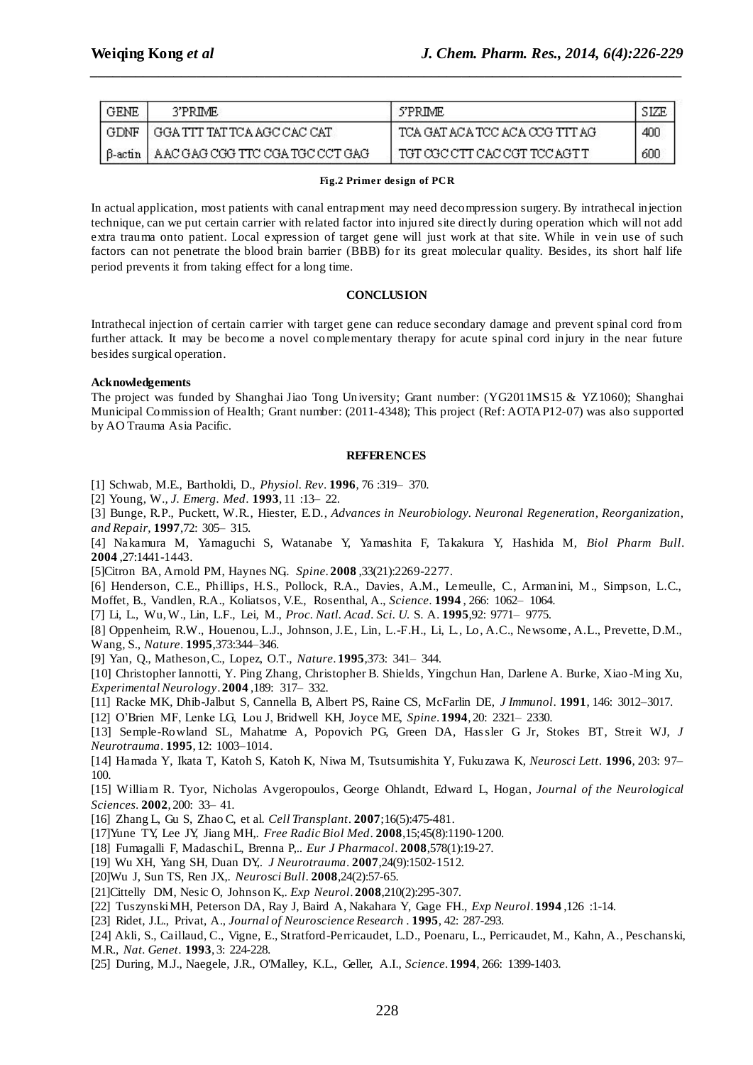| GENE | 3'PRIME | 5'PRIME | SIZE |
| --- | --- | --- | --- |
| GDNF | GGA TTT TAT TCA AGC CAC CAT | TCA GAT ACA TCC ACA CCG TTT AG | 400 |
| β-actin | AAC GAG CGG TTC CGA TGC CCT GAG | TGT CGC CTT CAC CGT TCC AGT T | 600 |

**Fig.2 Primer design of PCR**

In actual application, most patients with canal entrapment may need decompression surgery. By intrathecal injection technique, can we put certain carrier with related factor into injured site directly during operation which will not add extra trauma onto patient. Local expression of target gene will just work at that site. While in vein use of such factors can not penetrate the blood brain barrier (BBB) for its great molecular quality. Besides, its short half life period prevents it from taking effect for a long time.

## CONCLUSION

Intrathecal injection of certain carrier with target gene can reduce secondary damage and prevent spinal cord from further attack. It may be become a novel complementary therapy for acute spinal cord injury in the near future besides surgical operation.

**Acknowledgements**

The project was funded by Shanghai Jiao Tong University; Grant number: (YG2011MS15 & YZ1060); Shanghai Municipal Commission of Health; Grant number: (2011-4348); This project (Ref: AOTAP12-07) was also supported by AO Trauma Asia Pacific.

## REFERENCES

[1] Schwab, M.E., Bartholdi, D., *Physiol. Rev*. **1996**, 76 :319– 370.

[2] Young, W., *J. Emerg. Med*. **1993**, 11 :13– 22.

[3] Bunge, R.P., Puckett, W.R., Hiester, E.D., *Advances in Neurobiology. Neuronal Regeneration, Reorganization, and Repair*, **1997**,72: 305– 315.

[4] Nakamura M, Yamaguchi S, Watanabe Y, Yamashita F, Takakura Y, Hashida M, *Biol Pharm Bull*. **2004** ,27:1441-1443.

[5]Citron BA, Arnold PM, Haynes NG. *Spine*. **2008** ,33(21):2269-2277.

[6] Henderson, C.E., Phillips, H.S., Pollock, R.A., Davies, A.M., Lemeulle, C., Armanini, M., Simpson, L.C., Moffet, B., Vandlen, R.A., Koliatsos, V.E., Rosenthal, A., *Science*. **1994** , 266: 1062– 1064.

[7] Li, L., Wu, W., Lin, L.F., Lei, M., *Proc. Natl. Acad. Sci. U.* S. A. **1995**,92: 9771– 9775.

[8] Oppenheim, R.W., Houenou, L.J., Johnson, J.E., Lin, L.-F.H., Li, L., Lo, A.C., Newsome, A.L., Prevette, D.M., Wang, S., *Nature*. **1995**,373:344–346.

[9] Yan, Q., Matheson, C., Lopez, O.T., *Nature*. **1995**,373: 341– 344.

[10] Christopher Iannotti, Y. Ping Zhang, Christopher B. Shields, Yingchun Han, Darlene A. Burke, Xiao-Ming Xu, *Experimental Neurology*. **2004** ,189: 317– 332.

[11] Racke MK, Dhib-Jalbut S, Cannella B, Albert PS, Raine CS, McFarlin DE, *J Immunol*. **1991**, 146: 3012–3017.

[12] O'Brien MF, Lenke LG, Lou J, Bridwell KH, Joyce ME, *Spine*. **1994**, 20: 2321– 2330.

[13] Semple-Rowland SL, Mahatme A, Popovich PG, Green DA, Hassler G Jr, Stokes BT, Streit WJ, *J Neurotrauma*. **1995**, 12: 1003–1014.

[14] Hamada Y, Ikata T, Katoh S, Katoh K, Niwa M, Tsutsumishita Y, Fukuzawa K, *Neurosci Lett*. **1996**, 203: 97– 100.

[15] William R. Tyor, Nicholas Avgeropoulos, George Ohlandt, Edward L, Hogan, *Journal of the Neurological Sciences*. **2002**, 200: 33– 41.

[16] Zhang L, Gu S, Zhao C, et al. *Cell Transplant*. **2007**;16(5):475-481.

[17]Yune TY, Lee JY, Jiang MH,. *Free Radic Biol Med*. **2008**,15;45(8):1190-1200.

[18] Fumagalli F, Madaschi L, Brenna P,.. *Eur J Pharmacol*. **2008**,578(1):19-27.

[19] Wu XH, Yang SH, Duan DY,. *J Neurotrauma*. **2007**,24(9):1502-1512.

[20]Wu J, Sun TS, Ren JX,. *Neurosci Bull*. **2008**,24(2):57-65.

[21]Cittelly DM, Nesic O, Johnson K,. *Exp Neurol*. **2008**,210(2):295-307.

[22] Tuszynski MH, Peterson DA, Ray J, Baird A, Nakahara Y, Gage FH., *Exp Neurol*. **1994** ,126 :1-14.

[23] Ridet, J.L., Privat, A., *Journal of Neuroscience Research* . **1995**, 42: 287-293.

[24] Akli, S., Caillaud, C., Vigne, E., Stratford-Perricaudet, L.D., Poenaru, L., Perricaudet, M., Kahn, A., Peschanski, M.R., *Nat. Genet*. **1993**, 3: 224-228.

[25] During, M.J., Naegele, J.R., O'Malley, K.L., Geller, A.I., *Science*. **1994**, 266: 1399-1403.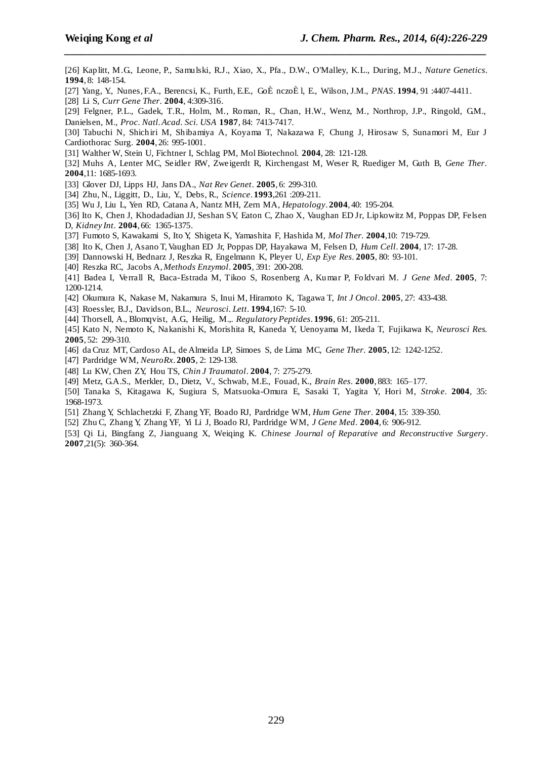[26] Kaplitt, M.G., Leone, P., Samulski, R.J., Xiao, X., Pfa., D.W., O'Malley, K.L., During, M.J., *Nature Genetics*. **1994**, 8: 148-154.

[27] Yang, Y., Nunes, F.A., Berencsi, K., Furth, E.E., GoÈ nczoÈ l, E., Wilson, J.M., *PNAS*. **1994**, 91 :4407-4411.

[28] Li S, *Curr Gene Ther*. **2004**, 4:309-316.

[29] Felgner, P.L., Gadek, T.R., Holm, M., Roman, R., Chan, H.W., Wenz, M., Northrop, J.P., Ringold, G.M., Danielsen, M., *Proc. Natl. Acad. Sci. USA* **1987**, 84: 7413-7417.

[30] Tabuchi N, Shichiri M, Shibamiya A, Koyama T, Nakazawa F, Chung J, Hirosaw S, Sunamori M, Eur J Cardiothorac Surg. **2004**, 26: 995-1001.

[31] Walther W, Stein U, Fichtner I, Schlag PM, Mol Biotechnol. **2004**, 28: 121-128.

[32] Muhs A, Lenter MC, Seidler RW, Zweigerdt R, Kirchengast M, Weser R, Ruediger M, Guth B, *Gene Ther*. **2004**,11: 1685-1693.

[33] Glover DJ, Lipps HJ, Jans DA., *Nat Rev Genet*. **2005**, 6: 299-310.

[34] Zhu, N., Liggitt, D., Liu, Y., Debs, R., *Science*. **1993**,261 :209-211.

[35] Wu J, Liu L, Yen RD, Catana A, Nantz MH, Zern MA, *Hepatology*. **2004**, 40: 195-204.

[36] Ito K, Chen J, Khodadadian JJ, Seshan SV, Eaton C, Zhao X, Vaughan ED Jr, Lipkowitz M, Poppas DP, Felsen D, *Kidney Int*. **2004**, 66: 1365-1375.

[37] Fumoto S, Kawakami S, Ito Y, Shigeta K, Yamashita F, Hashida M, *Mol Ther*. **2004**,10: 719-729.

[38] Ito K, Chen J, Asano T, Vaughan ED Jr, Poppas DP, Hayakawa M, Felsen D, *Hum Cell*. **2004**, 17: 17-28.

[39] Dannowski H, Bednarz J, Reszka R, Engelmann K, Pleyer U, *Exp Eye Res*. **2005**, 80: 93-101.

[40] Reszka RC, Jacobs A, *Methods Enzymol*. **2005**, 391: 200-208.

[41] Badea I, Verrall R, Baca-Estrada M, Tikoo S, Rosenberg A, Kumar P, Foldvari M. *J Gene Med*. **2005**, 7: 1200-1214.

[42] Okumura K, Nakase M, Nakamura S, Inui M, Hiramoto K, Tagawa T, *Int J Oncol*. **2005**, 27: 433-438.

[43] Roessler, B.J., Davidson, B.L., *Neurosci. Lett*. **1994**,167: 5-10.

[44] Thorsell, A., Blomqvist, A.G, Heilig, M.,. *Regulatory Peptides*. **1996**, 61: 205-211.

[45] Kato N, Nemoto K, Nakanishi K, Morishita R, Kaneda Y, Uenoyama M, Ikeda T, Fujikawa K, *Neurosci Res*. **2005**, 52: 299-310.

[46] da Cruz MT, Cardoso AL, de Almeida LP, Simoes S, de Lima MC, *Gene Ther*. **2005**, 12: 1242-1252.

[47] Pardridge WM, *NeuroRx*. **2005**, 2: 129-138.

[48] Lu KW, Chen ZY, Hou TS, *Chin J Traumatol*. **2004**, 7: 275-279.

[49] Metz, G.A.S., Merkler, D., Dietz, V., Schwab, M.E., Fouad, K., *Brain Res*. **2000**, 883: 165–177.

[50] Tanaka S, Kitagawa K, Sugiura S, Matsuoka-Omura E, Sasaki T, Yagita Y, Hori M, *Stroke*. **2004**, 35: 1968-1973.

[51] Zhang Y, Schlachetzki F, Zhang YF, Boado RJ, Pardridge WM, *Hum Gene Ther*. **2004**, 15: 339-350.

[52] Zhu C, Zhang Y, Zhang YF, Yi Li J, Boado RJ, Pardridge WM, *J Gene Med*. **2004**, 6: 906-912.

[53] Qi Li, Bingfang Z, Jianguang X, Weiqing K. *Chinese Journal of Reparative and Reconstructive Surgery*. **2007**,21(5): 360-364.